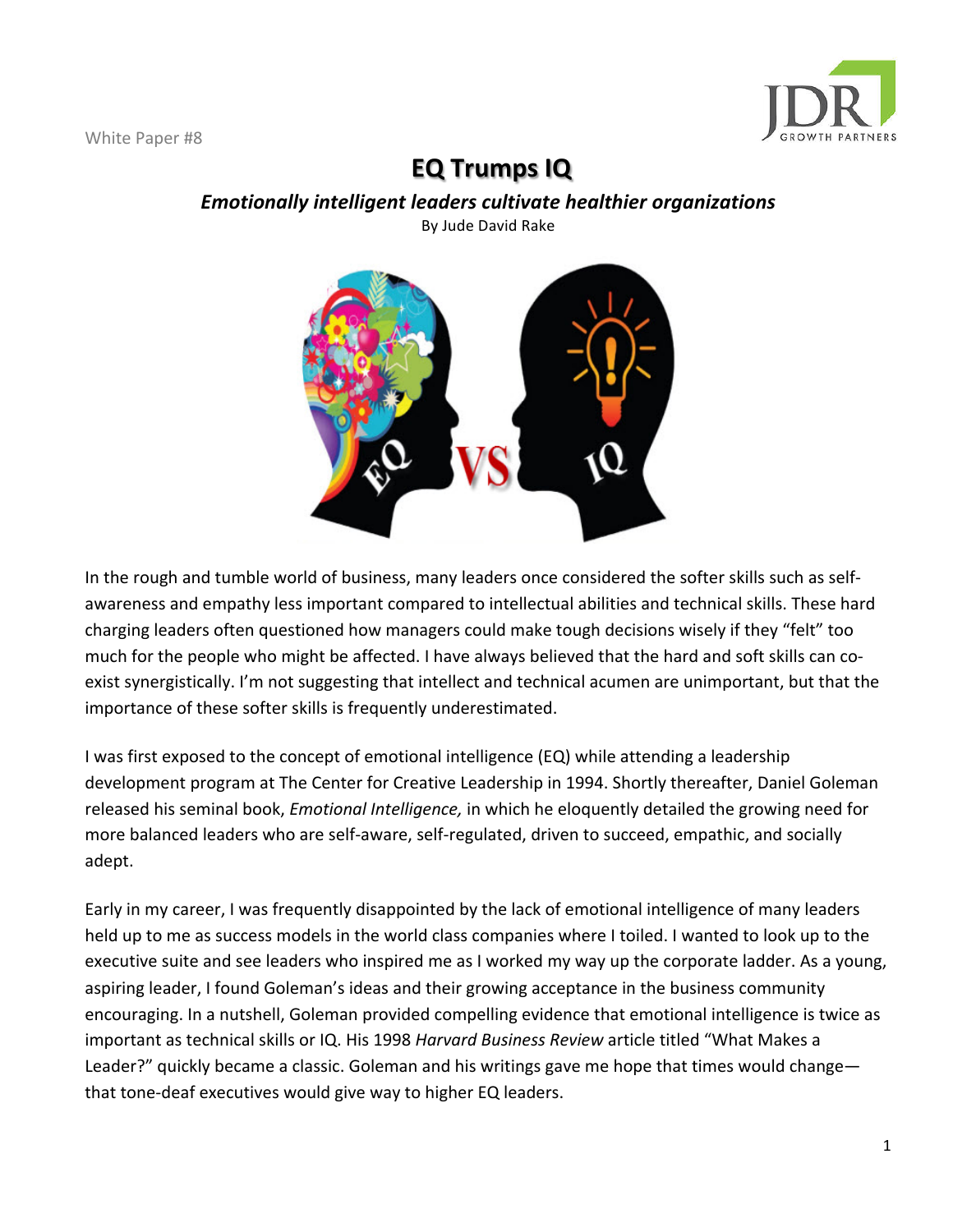White Paper #8

# EQ Trumps IQ

### *Emotionally intelligent leaders cultivate healthier organizations*

By Jude David Rake

In the rough and tumble world of business, many leaders once considered the softer skills such as self-awareness and empathy less important compared to intellectual abilities and technical skills. These hard charging leaders often questioned how managers could make tough decisions wisely if they "felt" too much for the people who might be affected. I have always believed that the hard and soft skills can co-exist synergistically. I'm not suggesting that intellect and technical acumen are unimportant, but that the importance of these softer skills is frequently underestimated.

I was first exposed to the concept of emotional intelligence (EQ) while attending a leadership development program at The Center for Creative Leadership in 1994. Shortly thereafter, Daniel Goleman released his seminal book, *Emotional Intelligence,* in which he eloquently detailed the growing need for more balanced leaders who are self-aware, self-regulated, driven to succeed, empathic, and socially adept.

Early in my career, I was frequently disappointed by the lack of emotional intelligence of many leaders held up to me as success models in the world class companies where I toiled. I wanted to look up to the executive suite and see leaders who inspired me as I worked my way up the corporate ladder. As a young, aspiring leader, I found Goleman's ideas and their growing acceptance in the business community encouraging. In a nutshell, Goleman provided compelling evidence that emotional intelligence is twice as important as technical skills or IQ. His 1998 *Harvard Business Review* article titled "What Makes a Leader?" quickly became a classic. Goleman and his writings gave me hope that times would change—that tone-deaf executives would give way to higher EQ leaders.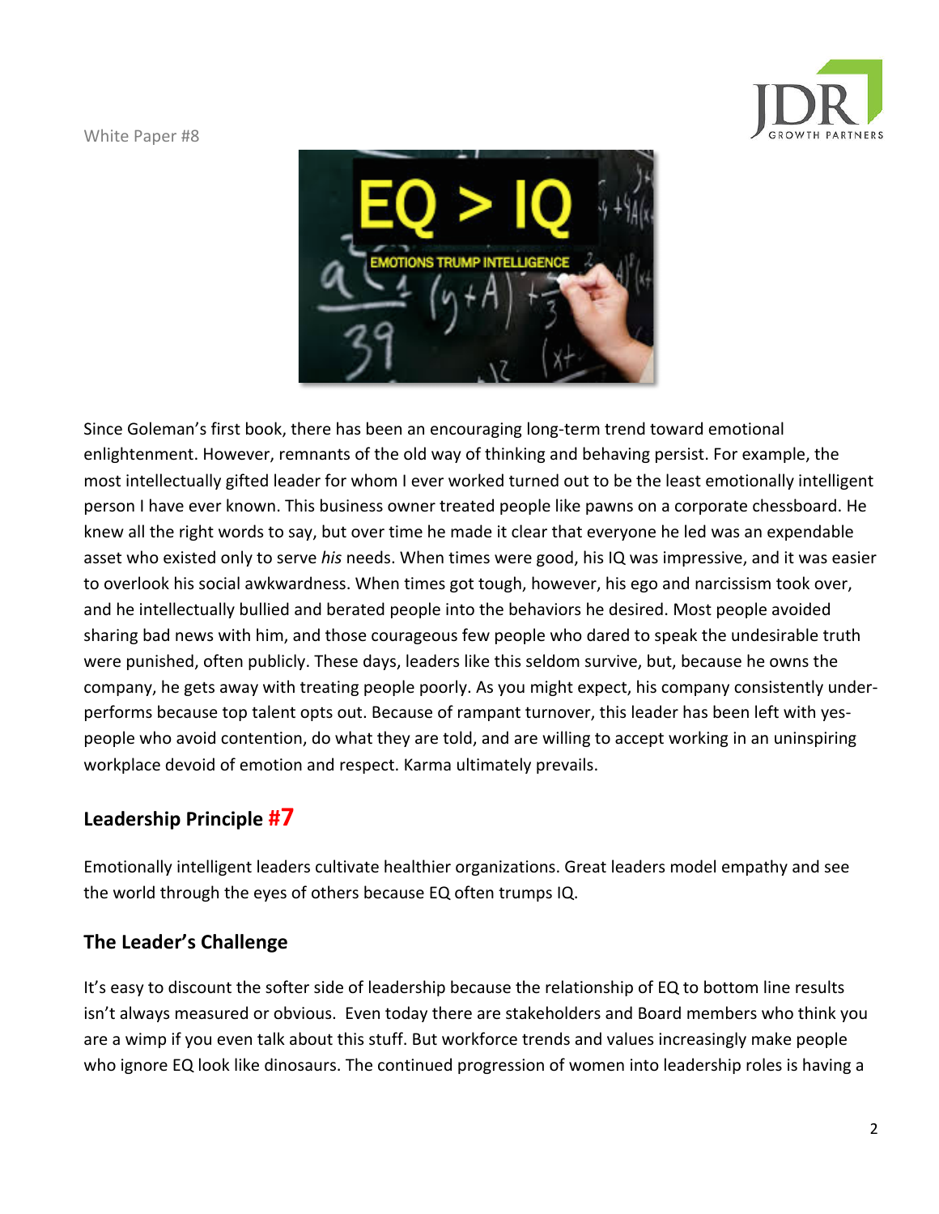Since Goleman's first book, there has been an encouraging long-term trend toward emotional enlightenment. However, remnants of the old way of thinking and behaving persist. For example, the most intellectually gifted leader for whom I ever worked turned out to be the least emotionally intelligent person I have ever known. This business owner treated people like pawns on a corporate chessboard. He knew all the right words to say, but over time he made it clear that everyone he led was an expendable asset who existed only to serve *his* needs. When times were good, his IQ was impressive, and it was easier to overlook his social awkwardness. When times got tough, however, his ego and narcissism took over, and he intellectually bullied and berated people into the behaviors he desired. Most people avoided sharing bad news with him, and those courageous few people who dared to speak the undesirable truth were punished, often publicly. These days, leaders like this seldom survive, but, because he owns the company, he gets away with treating people poorly. As you might expect, his company consistently under-performs because top talent opts out. Because of rampant turnover, this leader has been left with yes-people who avoid contention, do what they are told, and are willing to accept working in an uninspiring workplace devoid of emotion and respect. Karma ultimately prevails.

## Leadership Principle #7

Emotionally intelligent leaders cultivate healthier organizations. Great leaders model empathy and see the world through the eyes of others because EQ often trumps IQ.

## The Leader's Challenge

It's easy to discount the softer side of leadership because the relationship of EQ to bottom line results isn't always measured or obvious. Even today there are stakeholders and Board members who think you are a wimp if you even talk about this stuff. But workforce trends and values increasingly make people who ignore EQ look like dinosaurs. The continued progression of women into leadership roles is having a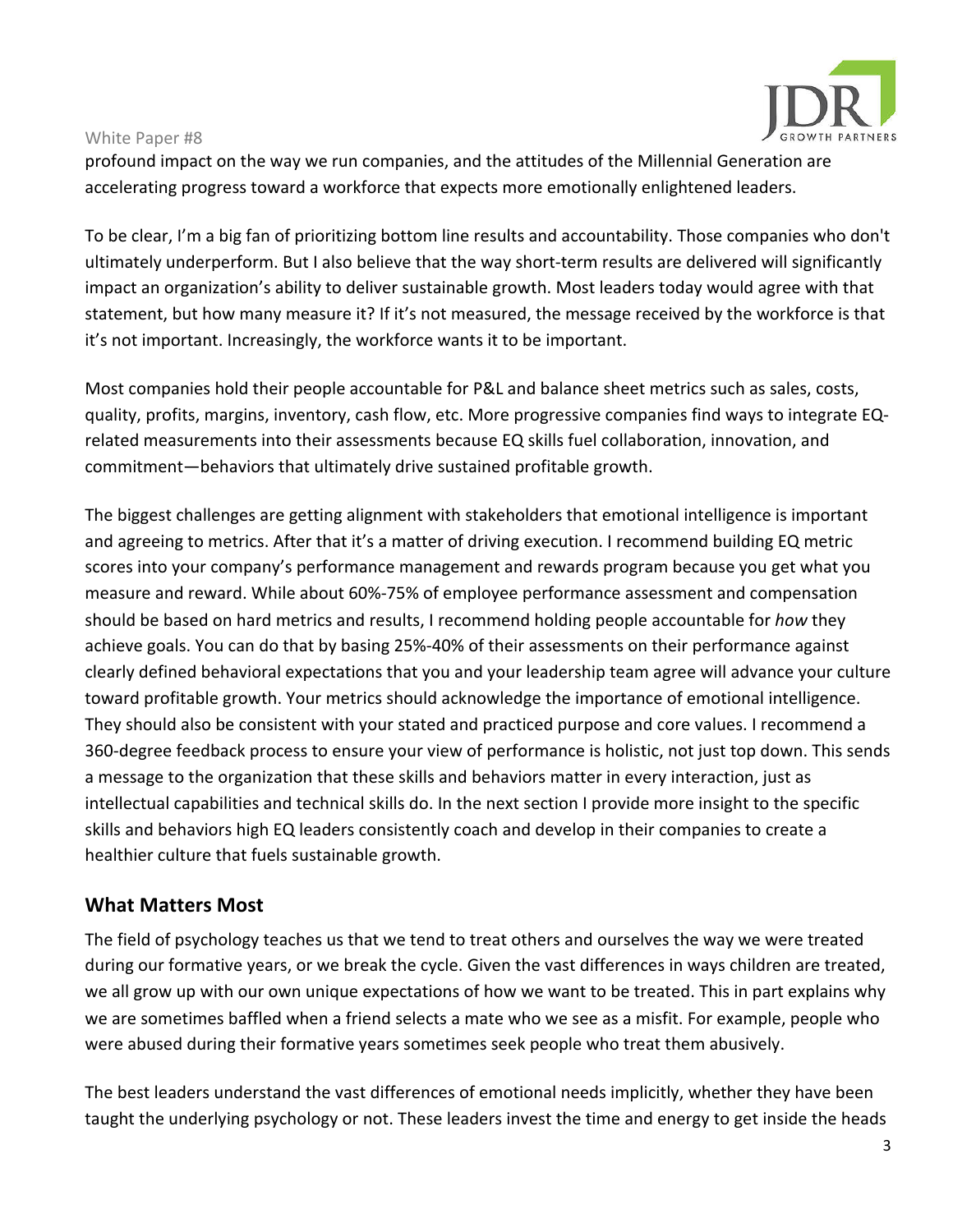profound impact on the way we run companies, and the attitudes of the Millennial Generation are accelerating progress toward a workforce that expects more emotionally enlightened leaders.

To be clear, I'm a big fan of prioritizing bottom line results and accountability. Those companies who don't ultimately underperform. But I also believe that the way short-term results are delivered will significantly impact an organization's ability to deliver sustainable growth. Most leaders today would agree with that statement, but how many measure it? If it's not measured, the message received by the workforce is that it's not important. Increasingly, the workforce wants it to be important.

Most companies hold their people accountable for P&L and balance sheet metrics such as sales, costs, quality, profits, margins, inventory, cash flow, etc. More progressive companies find ways to integrate EQ-related measurements into their assessments because EQ skills fuel collaboration, innovation, and commitment—behaviors that ultimately drive sustained profitable growth.

The biggest challenges are getting alignment with stakeholders that emotional intelligence is important and agreeing to metrics. After that it's a matter of driving execution. I recommend building EQ metric scores into your company's performance management and rewards program because you get what you measure and reward. While about 60%-75% of employee performance assessment and compensation should be based on hard metrics and results, I recommend holding people accountable for *how* they achieve goals. You can do that by basing 25%-40% of their assessments on their performance against clearly defined behavioral expectations that you and your leadership team agree will advance your culture toward profitable growth. Your metrics should acknowledge the importance of emotional intelligence. They should also be consistent with your stated and practiced purpose and core values. I recommend a 360-degree feedback process to ensure your view of performance is holistic, not just top down. This sends a message to the organization that these skills and behaviors matter in every interaction, just as intellectual capabilities and technical skills do. In the next section I provide more insight to the specific skills and behaviors high EQ leaders consistently coach and develop in their companies to create a healthier culture that fuels sustainable growth.

## What Matters Most

The field of psychology teaches us that we tend to treat others and ourselves the way we were treated during our formative years, or we break the cycle. Given the vast differences in ways children are treated, we all grow up with our own unique expectations of how we want to be treated. This in part explains why we are sometimes baffled when a friend selects a mate who we see as a misfit. For example, people who were abused during their formative years sometimes seek people who treat them abusively.

The best leaders understand the vast differences of emotional needs implicitly, whether they have been taught the underlying psychology or not. These leaders invest the time and energy to get inside the heads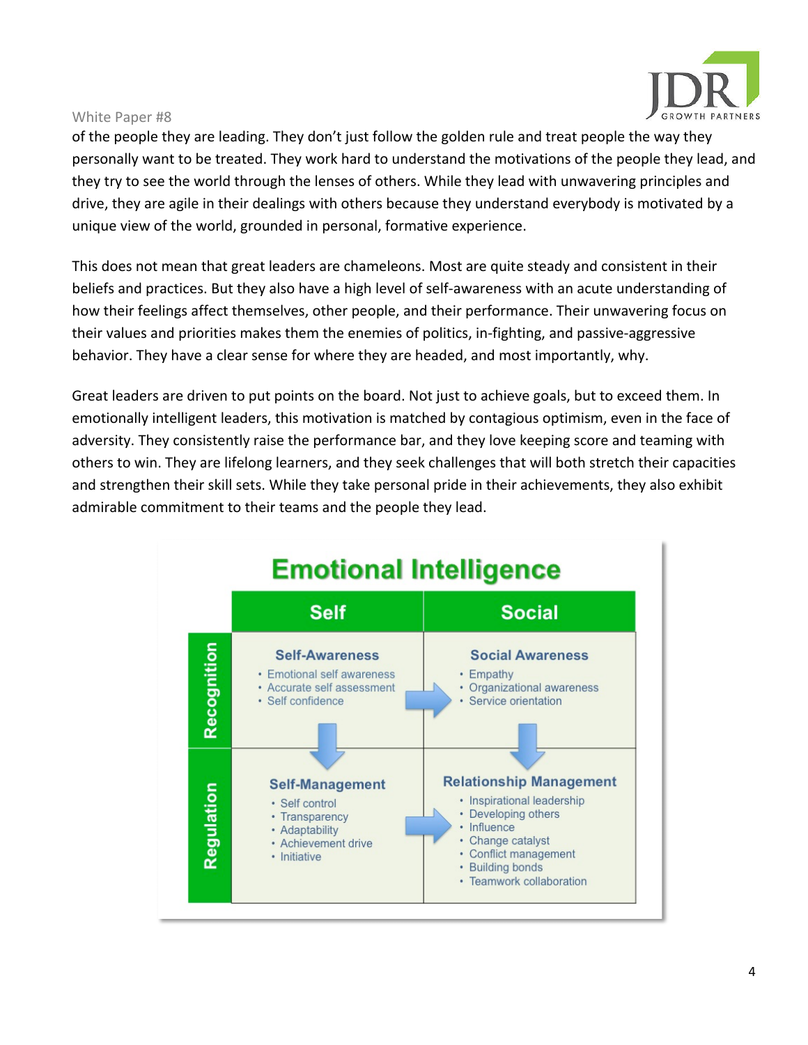of the people they are leading. They don't just follow the golden rule and treat people the way they personally want to be treated. They work hard to understand the motivations of the people they lead, and they try to see the world through the lenses of others. While they lead with unwavering principles and drive, they are agile in their dealings with others because they understand everybody is motivated by a unique view of the world, grounded in personal, formative experience.

This does not mean that great leaders are chameleons. Most are quite steady and consistent in their beliefs and practices. But they also have a high level of self-awareness with an acute understanding of how their feelings affect themselves, other people, and their performance. Their unwavering focus on their values and priorities makes them the enemies of politics, in-fighting, and passive-aggressive behavior. They have a clear sense for where they are headed, and most importantly, why.

Great leaders are driven to put points on the board. Not just to achieve goals, but to exceed them. In emotionally intelligent leaders, this motivation is matched by contagious optimism, even in the face of adversity. They consistently raise the performance bar, and they love keeping score and teaming with others to win. They are lifelong learners, and they seek challenges that will both stretch their capacities and strengthen their skill sets. While they take personal pride in their achievements, they also exhibit admirable commitment to their teams and the people they lead.

**Emotional Intelligence**

| | Self | Social |
|---|---|---|
| **Recognition** | **Self-Awareness**<br>• Emotional self awareness<br>• Accurate self assessment<br>• Self confidence | **Social Awareness**<br>• Empathy<br>• Organizational awareness<br>• Service orientation |
| **Regulation** | **Self-Management**<br>• Self control<br>• Transparency<br>• Adaptability<br>• Achievement drive<br>• Initiative | **Relationship Management**<br>• Inspirational leadership<br>• Developing others<br>• Influence<br>• Change catalyst<br>• Conflict management<br>• Building bonds<br>• Teamwork collaboration |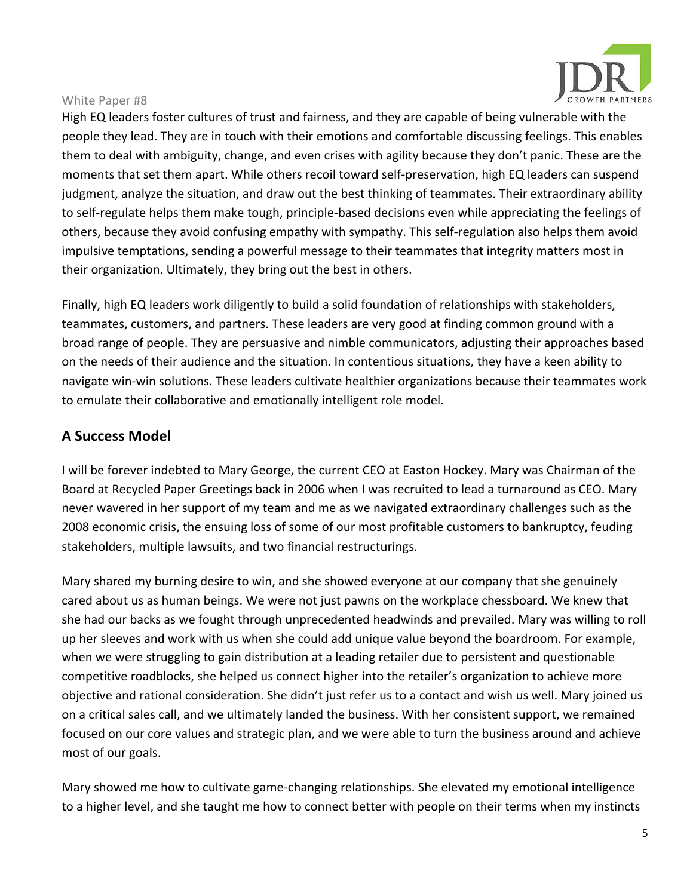High EQ leaders foster cultures of trust and fairness, and they are capable of being vulnerable with the people they lead. They are in touch with their emotions and comfortable discussing feelings. This enables them to deal with ambiguity, change, and even crises with agility because they don't panic. These are the moments that set them apart. While others recoil toward self-preservation, high EQ leaders can suspend judgment, analyze the situation, and draw out the best thinking of teammates. Their extraordinary ability to self-regulate helps them make tough, principle-based decisions even while appreciating the feelings of others, because they avoid confusing empathy with sympathy. This self-regulation also helps them avoid impulsive temptations, sending a powerful message to their teammates that integrity matters most in their organization. Ultimately, they bring out the best in others.

Finally, high EQ leaders work diligently to build a solid foundation of relationships with stakeholders, teammates, customers, and partners. These leaders are very good at finding common ground with a broad range of people. They are persuasive and nimble communicators, adjusting their approaches based on the needs of their audience and the situation. In contentious situations, they have a keen ability to navigate win-win solutions. These leaders cultivate healthier organizations because their teammates work to emulate their collaborative and emotionally intelligent role model.

## A Success Model

I will be forever indebted to Mary George, the current CEO at Easton Hockey. Mary was Chairman of the Board at Recycled Paper Greetings back in 2006 when I was recruited to lead a turnaround as CEO. Mary never wavered in her support of my team and me as we navigated extraordinary challenges such as the 2008 economic crisis, the ensuing loss of some of our most profitable customers to bankruptcy, feuding stakeholders, multiple lawsuits, and two financial restructurings.

Mary shared my burning desire to win, and she showed everyone at our company that she genuinely cared about us as human beings. We were not just pawns on the workplace chessboard. We knew that she had our backs as we fought through unprecedented headwinds and prevailed. Mary was willing to roll up her sleeves and work with us when she could add unique value beyond the boardroom. For example, when we were struggling to gain distribution at a leading retailer due to persistent and questionable competitive roadblocks, she helped us connect higher into the retailer's organization to achieve more objective and rational consideration. She didn't just refer us to a contact and wish us well. Mary joined us on a critical sales call, and we ultimately landed the business. With her consistent support, we remained focused on our core values and strategic plan, and we were able to turn the business around and achieve most of our goals.

Mary showed me how to cultivate game-changing relationships. She elevated my emotional intelligence to a higher level, and she taught me how to connect better with people on their terms when my instincts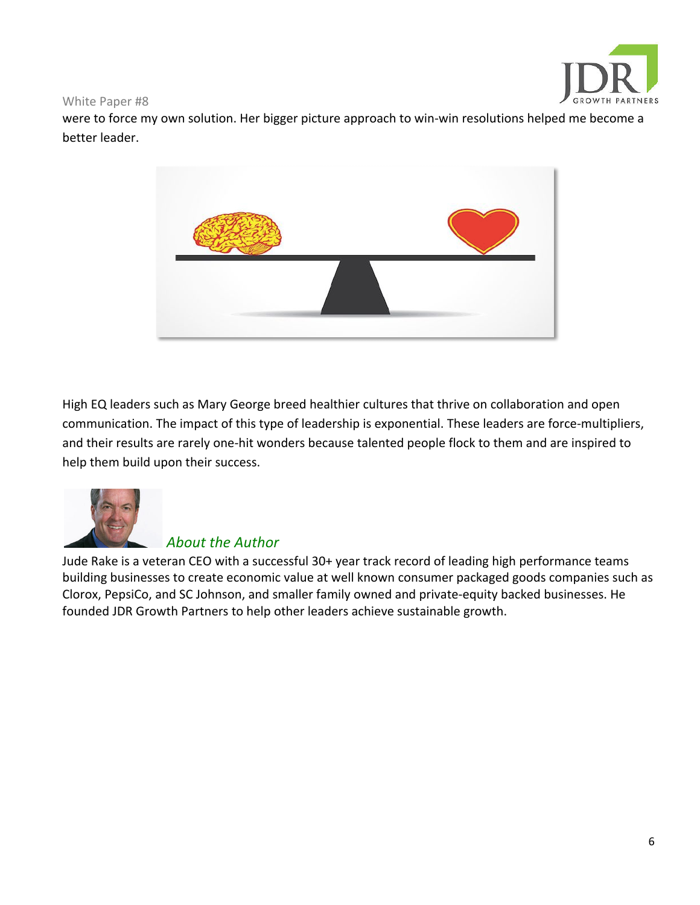were to force my own solution. Her bigger picture approach to win-win resolutions helped me become a better leader.

High EQ leaders such as Mary George breed healthier cultures that thrive on collaboration and open communication. The impact of this type of leadership is exponential. These leaders are force-multipliers, and their results are rarely one-hit wonders because talented people flock to them and are inspired to help them build upon their success.

*About the Author*

Jude Rake is a veteran CEO with a successful 30+ year track record of leading high performance teams building businesses to create economic value at well known consumer packaged goods companies such as Clorox, PepsiCo, and SC Johnson, and smaller family owned and private-equity backed businesses. He founded JDR Growth Partners to help other leaders achieve sustainable growth.